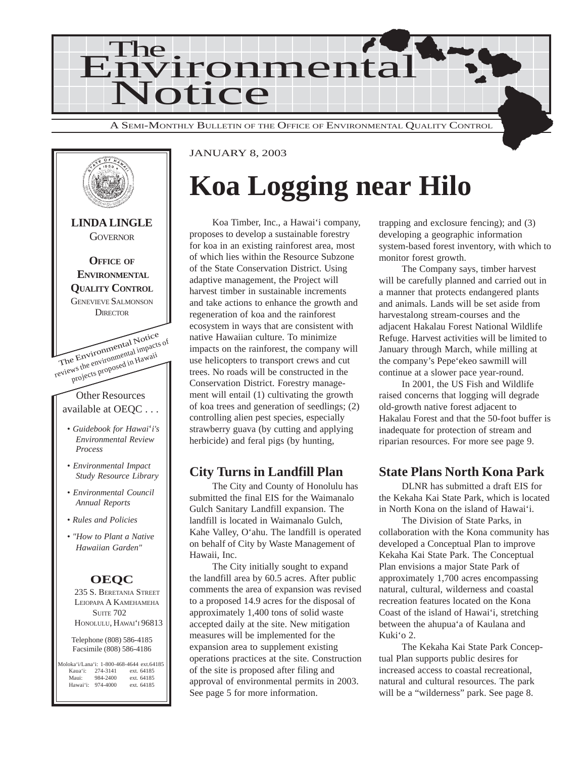# The Environmental Notice

A Semi-Monthly Bulletin of the Office of Environmental Quality Control

**LINDA LINGLE**
Governor

**Office of Environmental Quality Control**
Genevieve Salmonson
Director

The Environmental Notice reviews the environmental impacts of projects proposed in Hawaii

Other Resources available at OEQC . . .

- *Guidebook for Hawai'i's Environmental Review Process*
- *Environmental Impact Study Resource Library*
- *Environmental Council Annual Reports*
- *Rules and Policies*
- *"How to Plant a Native Hawaiian Garden"*

**OEQC**
235 S. Beretania Street
Leiopapa A Kamehameha
Suite 702
Honolulu, Hawai'i 96813

Telephone (808) 586-4185
Facsimile (808) 586-4186

| | | |
|---|---|---|
| Moloka'i/Lana'i: | 1-800-468-4644 | ext.64185 |
| Kaua'i: | 274-3141 | ext. 64185 |
| Maui: | 984-2400 | ext. 64185 |
| Hawai'i: | 974-4000 | ext. 64185 |

JANUARY 8, 2003

# Koa Logging near Hilo

Koa Timber, Inc., a Hawai'i company, proposes to develop a sustainable forestry for koa in an existing rainforest area, most of which lies within the Resource Subzone of the State Conservation District. Using adaptive management, the Project will harvest timber in sustainable increments and take actions to enhance the growth and regeneration of koa and the rainforest ecosystem in ways that are consistent with native Hawaiian culture. To minimize impacts on the rainforest, the company will use helicopters to transport crews and cut trees. No roads will be constructed in the Conservation District. Forestry management will entail (1) cultivating the growth of koa trees and generation of seedlings; (2) controlling alien pest species, especially strawberry guava (by cutting and applying herbicide) and feral pigs (by hunting, trapping and exclosure fencing); and (3) developing a geographic information system-based forest inventory, with which to monitor forest growth.

The Company says, timber harvest will be carefully planned and carried out in a manner that protects endangered plants and animals. Lands will be set aside from harvestalong stream-courses and the adjacent Hakalau Forest National Wildlife Refuge. Harvest activities will be limited to January through March, while milling at the company's Pepe'ekeo sawmill will continue at a slower pace year-round.

In 2001, the US Fish and Wildlife raised concerns that logging will degrade old-growth native forest adjacent to Hakalau Forest and that the 50-foot buffer is inadequate for protection of stream and riparian resources. For more see page 9.

## City Turns in Landfill Plan

The City and County of Honolulu has submitted the final EIS for the Waimanalo Gulch Sanitary Landfill expansion. The landfill is located in Waimanalo Gulch, Kahe Valley, O'ahu. The landfill is operated on behalf of City by Waste Management of Hawaii, Inc.

The City initially sought to expand the landfill area by 60.5 acres. After public comments the area of expansion was revised to a proposed 14.9 acres for the disposal of approximately 1,400 tons of solid waste accepted daily at the site. New mitigation measures will be implemented for the expansion area to supplement existing operations practices at the site. Construction of the site is proposed after filing and approval of environmental permits in 2003. See page 5 for more information.

## State Plans North Kona Park

DLNR has submitted a draft EIS for the Kekaha Kai State Park, which is located in North Kona on the island of Hawai'i.

The Division of State Parks, in collaboration with the Kona community has developed a Conceptual Plan to improve Kekaha Kai State Park. The Conceptual Plan envisions a major State Park of approximately 1,700 acres encompassing natural, cultural, wilderness and coastal recreation features located on the Kona Coast of the island of Hawai'i, stretching between the ahupua'a of Kaulana and Kuki'o 2.

The Kekaha Kai State Park Conceptual Plan supports public desires for increased access to coastal recreational, natural and cultural resources. The park will be a "wilderness" park. See page 8.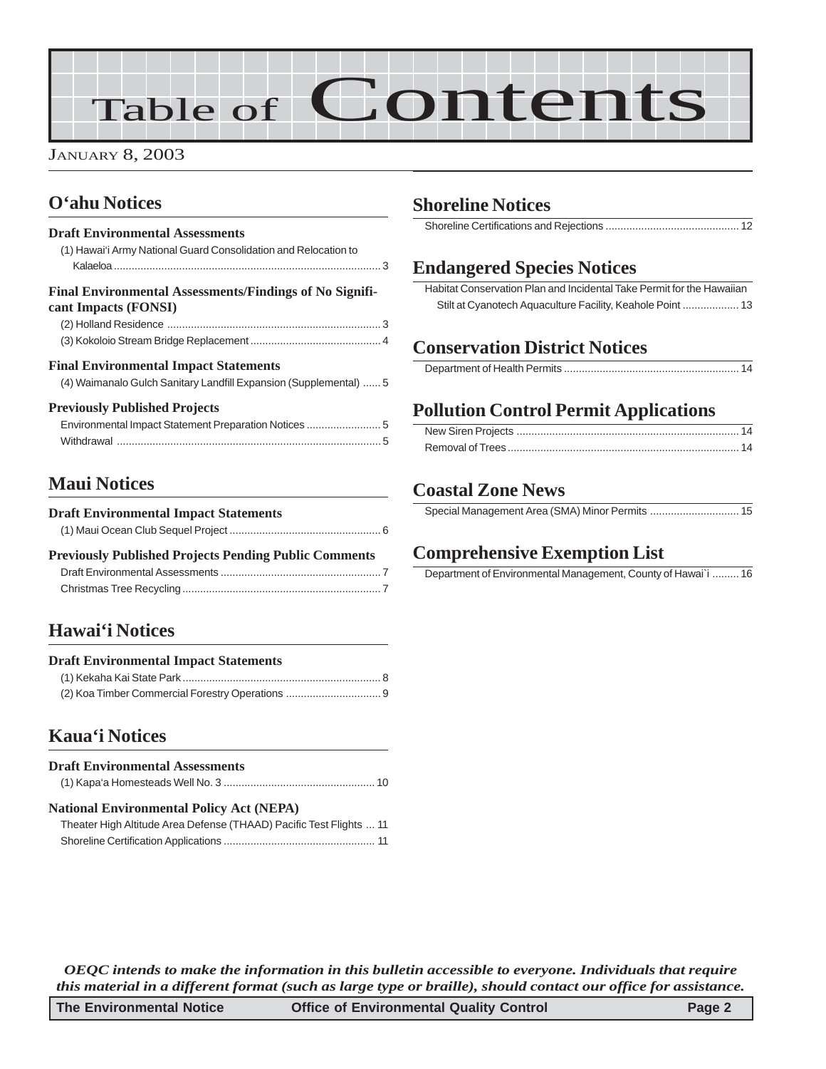# Table of Contents

JANUARY 8, 2003

## O'ahu Notices

### Draft Environmental Assessments

(1) Hawai'i Army National Guard Consolidation and Relocation to Kalaeloa ........................................................................................ 3

### Final Environmental Assessments/Findings of No Significant Impacts (FONSI)

(2) Holland Residence ........................................................................ 3

(3) Kokoloio Stream Bridge Replacement ............................................ 4

### Final Environmental Impact Statements

(4) Waimanalo Gulch Sanitary Landfill Expansion (Supplemental) ...... 5

### Previously Published Projects

Environmental Impact Statement Preparation Notices ......................... 5

Withdrawal ........................................................................................ 5

## Maui Notices

### Draft Environmental Impact Statements

(1) Maui Ocean Club Sequel Project ................................................... 6

### Previously Published Projects Pending Public Comments

Draft Environmental Assessments ...................................................... 7

Christmas Tree Recycling .................................................................. 7

## Hawai'i Notices

### Draft Environmental Impact Statements

(1) Kekaha Kai State Park ................................................................... 8

(2) Koa Timber Commercial Forestry Operations ................................ 9

## Kaua'i Notices

### Draft Environmental Assessments

(1) Kapa'a Homesteads Well No. 3 ................................................... 10

### National Environmental Policy Act (NEPA)

Theater High Altitude Area Defense (THAAD) Pacific Test Flights ... 11

Shoreline Certification Applications ................................................... 11

## Shoreline Notices

Shoreline Certifications and Rejections ............................................ 12

## Endangered Species Notices

Habitat Conservation Plan and Incidental Take Permit for the Hawaiian Stilt at Cyanotech Aquaculture Facility, Keahole Point ................... 13

## Conservation District Notices

Department of Health Permits .......................................................... 14

## Pollution Control Permit Applications

New Siren Projects .......................................................................... 14

Removal of Trees ............................................................................. 14

## Coastal Zone News

Special Management Area (SMA) Minor Permits .............................. 15

## Comprehensive Exemption List

Department of Environmental Management, County of Hawai`i ......... 16

*OEQC intends to make the information in this bulletin accessible to everyone. Individuals that require this material in a different format (such as large type or braille), should contact our office for assistance.*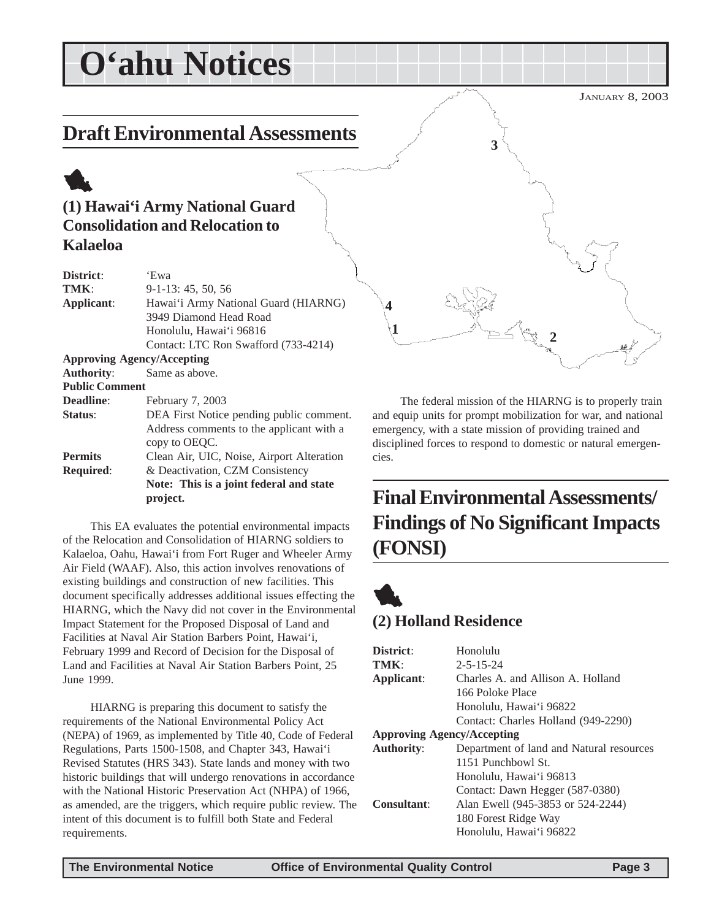# O'ahu Notices

JANUARY 8, 2003

## Draft Environmental Assessments

### (1) Hawai'i Army National Guard Consolidation and Relocation to Kalaeloa

| | |
|---|---|
| **District**: | 'Ewa |
| **TMK**: | 9-1-13: 45, 50, 56 |
| **Applicant**: | Hawai'i Army National Guard (HIARNG)<br>3949 Diamond Head Road<br>Honolulu, Hawai'i 96816<br>Contact: LTC Ron Swafford (733-4214) |
| **Approving Agency/Accepting Authority**: | Same as above. |
| **Public Comment Deadline**: | February 7, 2003 |
| **Status**: | DEA First Notice pending public comment. Address comments to the applicant with a copy to OEQC. |
| **Permits Required**: | Clean Air, UIC, Noise, Airport Alteration & Deactivation, CZM Consistency<br>**Note: This is a joint federal and state project.** |

This EA evaluates the potential environmental impacts of the Relocation and Consolidation of HIARNG soldiers to Kalaeloa, Oahu, Hawai'i from Fort Ruger and Wheeler Army Air Field (WAAF). Also, this action involves renovations of existing buildings and construction of new facilities. This document specifically addresses additional issues effecting the HIARNG, which the Navy did not cover in the Environmental Impact Statement for the Proposed Disposal of Land and Facilities at Naval Air Station Barbers Point, Hawai'i, February 1999 and Record of Decision for the Disposal of Land and Facilities at Naval Air Station Barbers Point, 25 June 1999.

HIARNG is preparing this document to satisfy the requirements of the National Environmental Policy Act (NEPA) of 1969, as implemented by Title 40, Code of Federal Regulations, Parts 1500-1508, and Chapter 343, Hawai'i Revised Statutes (HRS 343). State lands and money with two historic buildings that will undergo renovations in accordance with the National Historic Preservation Act (NHPA) of 1966, as amended, are the triggers, which require public review. The intent of this document is to fulfill both State and Federal requirements.

The federal mission of the HIARNG is to properly train and equip units for prompt mobilization for war, and national emergency, with a state mission of providing trained and disciplined forces to respond to domestic or natural emergencies.

## Final Environmental Assessments/ Findings of No Significant Impacts (FONSI)

### (2) Holland Residence

| | |
|---|---|
| **District**: | Honolulu |
| **TMK**: | 2-5-15-24 |
| **Applicant**: | Charles A. and Allison A. Holland<br>166 Poloke Place<br>Honolulu, Hawai'i 96822<br>Contact: Charles Holland (949-2290) |
| **Approving Agency/Accepting Authority**: | Department of land and Natural resources<br>1151 Punchbowl St.<br>Honolulu, Hawai'i 96813<br>Contact: Dawn Hegger (587-0380) |
| **Consultant**: | Alan Ewell (945-3853 or 524-2244)<br>180 Forest Ridge Way<br>Honolulu, Hawai'i 96822 |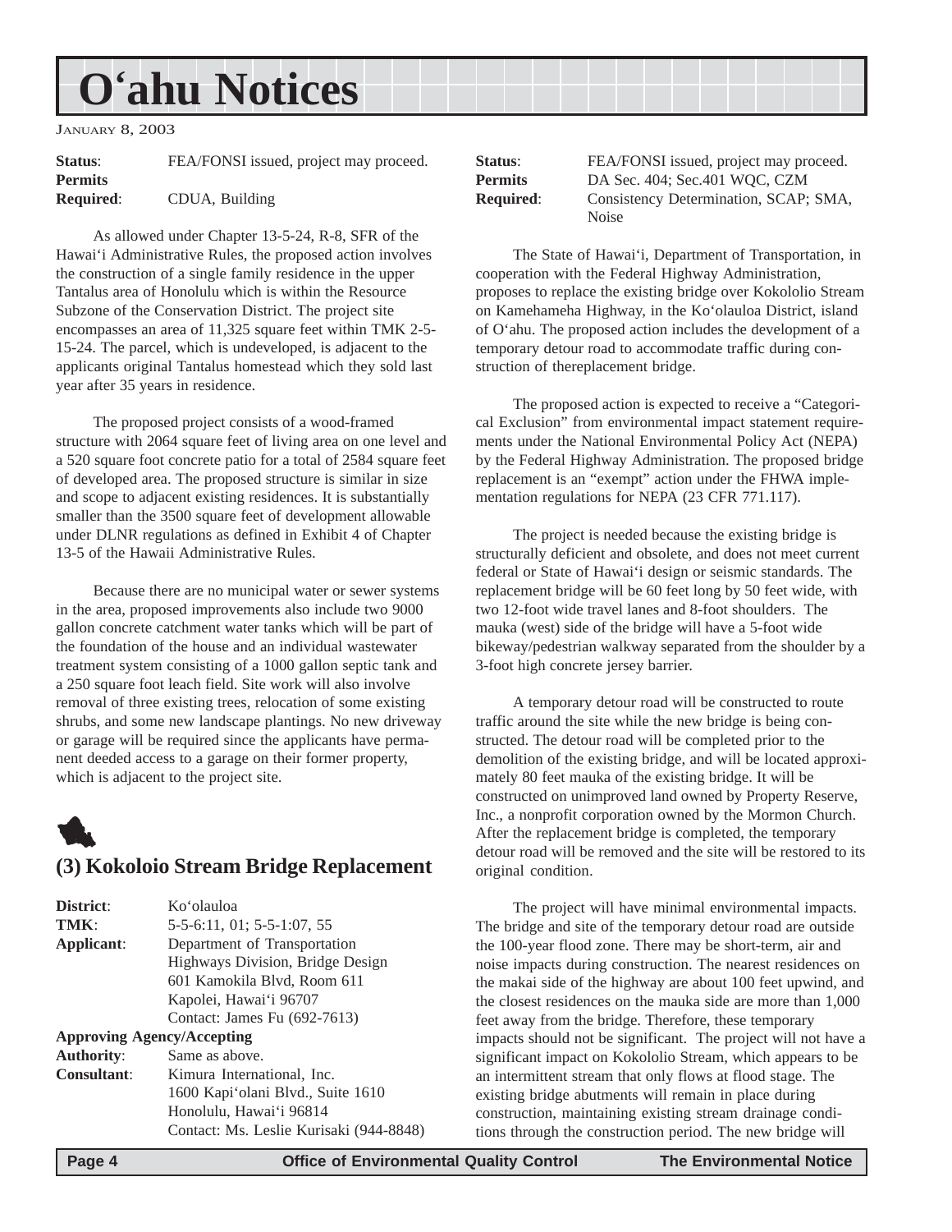| | |
|---|---|
| **Status**: | FEA/FONSI issued, project may proceed. |
| **Permits Required**: | CDUA, Building |

As allowed under Chapter 13-5-24, R-8, SFR of the Hawai'i Administrative Rules, the proposed action involves the construction of a single family residence in the upper Tantalus area of Honolulu which is within the Resource Subzone of the Conservation District. The project site encompasses an area of 11,325 square feet within TMK 2-5-15-24. The parcel, which is undeveloped, is adjacent to the applicants original Tantalus homestead which they sold last year after 35 years in residence.

The proposed project consists of a wood-framed structure with 2064 square feet of living area on one level and a 520 square foot concrete patio for a total of 2584 square feet of developed area. The proposed structure is similar in size and scope to adjacent existing residences. It is substantially smaller than the 3500 square feet of development allowable under DLNR regulations as defined in Exhibit 4 of Chapter 13-5 of the Hawaii Administrative Rules.

Because there are no municipal water or sewer systems in the area, proposed improvements also include two 9000 gallon concrete catchment water tanks which will be part of the foundation of the house and an individual wastewater treatment system consisting of a 1000 gallon septic tank and a 250 square foot leach field. Site work will also involve removal of three existing trees, relocation of some existing shrubs, and some new landscape plantings. No new driveway or garage will be required since the applicants have permanent deeded access to a garage on their former property, which is adjacent to the project site.

## (3) Kokoloio Stream Bridge Replacement

| | |
|---|---|
| **District**: | Ko'olauloa |
| **TMK**: | 5-5-6:11, 01; 5-5-1:07, 55 |
| **Applicant**: | Department of Transportation<br>Highways Division, Bridge Design<br>601 Kamokila Blvd, Room 611<br>Kapolei, Hawai'i 96707<br>Contact: James Fu (692-7613) |
| **Approving Agency/Accepting Authority**: | Same as above. |
| **Consultant**: | Kimura International, Inc.<br>1600 Kapi'olani Blvd., Suite 1610<br>Honolulu, Hawai'i 96814<br>Contact: Ms. Leslie Kurisaki (944-8848) |
| **Status**: | FEA/FONSI issued, project may proceed. |
| **Permits Required**: | DA Sec. 404; Sec.401 WQC, CZM Consistency Determination, SCAP; SMA, Noise |

The State of Hawai'i, Department of Transportation, in cooperation with the Federal Highway Administration, proposes to replace the existing bridge over Kokololio Stream on Kamehameha Highway, in the Ko'olauloa District, island of O'ahu. The proposed action includes the development of a temporary detour road to accommodate traffic during construction of thereplacement bridge.

The proposed action is expected to receive a "Categorical Exclusion" from environmental impact statement requirements under the National Environmental Policy Act (NEPA) by the Federal Highway Administration. The proposed bridge replacement is an "exempt" action under the FHWA implementation regulations for NEPA (23 CFR 771.117).

The project is needed because the existing bridge is structurally deficient and obsolete, and does not meet current federal or State of Hawai'i design or seismic standards. The replacement bridge will be 60 feet long by 50 feet wide, with two 12-foot wide travel lanes and 8-foot shoulders. The mauka (west) side of the bridge will have a 5-foot wide bikeway/pedestrian walkway separated from the shoulder by a 3-foot high concrete jersey barrier.

A temporary detour road will be constructed to route traffic around the site while the new bridge is being constructed. The detour road will be completed prior to the demolition of the existing bridge, and will be located approximately 80 feet mauka of the existing bridge. It will be constructed on unimproved land owned by Property Reserve, Inc., a nonprofit corporation owned by the Mormon Church. After the replacement bridge is completed, the temporary detour road will be removed and the site will be restored to its original condition.

The project will have minimal environmental impacts. The bridge and site of the temporary detour road are outside the 100-year flood zone. There may be short-term, air and noise impacts during construction. The nearest residences on the makai side of the highway are about 100 feet upwind, and the closest residences on the mauka side are more than 1,000 feet away from the bridge. Therefore, these temporary impacts should not be significant. The project will not have a significant impact on Kokololio Stream, which appears to be an intermittent stream that only flows at flood stage. The existing bridge abutments will remain in place during construction, maintaining existing stream drainage conditions through the construction period. The new bridge will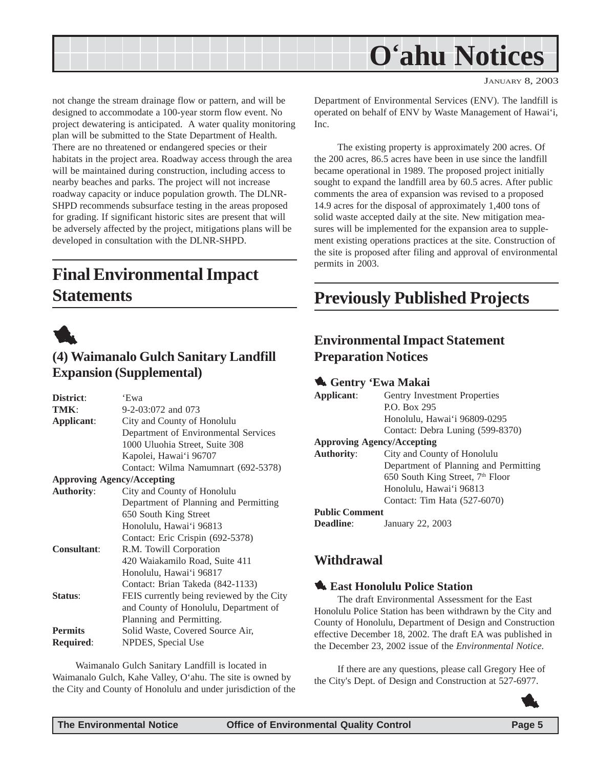not change the stream drainage flow or pattern, and will be designed to accommodate a 100-year storm flow event. No project dewatering is anticipated. A water quality monitoring plan will be submitted to the State Department of Health. There are no threatened or endangered species or their habitats in the project area. Roadway access through the area will be maintained during construction, including access to nearby beaches and parks. The project will not increase roadway capacity or induce population growth. The DLNR-SHPD recommends subsurface testing in the areas proposed for grading. If significant historic sites are present that will be adversely affected by the project, mitigations plans will be developed in consultation with the DLNR-SHPD.

# Final Environmental Impact Statements

### (4) Waimanalo Gulch Sanitary Landfill Expansion (Supplemental)

**District**: ʻEwa
**TMK**: 9-2-03:072 and 073
**Applicant**: City and County of Honolulu
Department of Environmental Services
1000 Uluohia Street, Suite 308
Kapolei, Hawaiʻi 96707
Contact: Wilma Namumnart (692-5378)
**Approving Agency/Accepting Authority**: City and County of Honolulu
Department of Planning and Permitting
650 South King Street
Honolulu, Hawaiʻi 96813
Contact: Eric Crispin (692-5378)
**Consultant**: R.M. Towill Corporation
420 Waiakamilo Road, Suite 411
Honolulu, Hawaiʻi 96817
Contact: Brian Takeda (842-1133)
**Status**: FEIS currently being reviewed by the City and County of Honolulu, Department of Planning and Permitting.
**Permits Required**: Solid Waste, Covered Source Air, NPDES, Special Use

Waimanalo Gulch Sanitary Landfill is located in Waimanalo Gulch, Kahe Valley, Oʻahu. The site is owned by the City and County of Honolulu and under jurisdiction of the Department of Environmental Services (ENV). The landfill is operated on behalf of ENV by Waste Management of Hawaiʻi, Inc.

The existing property is approximately 200 acres. Of the 200 acres, 86.5 acres have been in use since the landfill became operational in 1989. The proposed project initially sought to expand the landfill area by 60.5 acres. After public comments the area of expansion was revised to a proposed 14.9 acres for the disposal of approximately 1,400 tons of solid waste accepted daily at the site. New mitigation measures will be implemented for the expansion area to supplement existing operations practices at the site. Construction of the site is proposed after filing and approval of environmental permits in 2003.

# Previously Published Projects

## Environmental Impact Statement Preparation Notices

### Gentry ʻEwa Makai

**Applicant**: Gentry Investment Properties
P.O. Box 295
Honolulu, Hawaiʻi 96809-0295
Contact: Debra Luning (599-8370)
**Approving Agency/Accepting Authority**: City and County of Honolulu
Department of Planning and Permitting
650 South King Street, 7th Floor
Honolulu, Hawaiʻi 96813
Contact: Tim Hata (527-6070)
**Public Comment Deadline**: January 22, 2003

## Withdrawal

### East Honolulu Police Station

The draft Environmental Assessment for the East Honolulu Police Station has been withdrawn by the City and County of Honolulu, Department of Design and Construction effective December 18, 2002. The draft EA was published in the December 23, 2002 issue of the *Environmental Notice*.

If there are any questions, please call Gregory Hee of the City's Dept. of Design and Construction at 527-6977.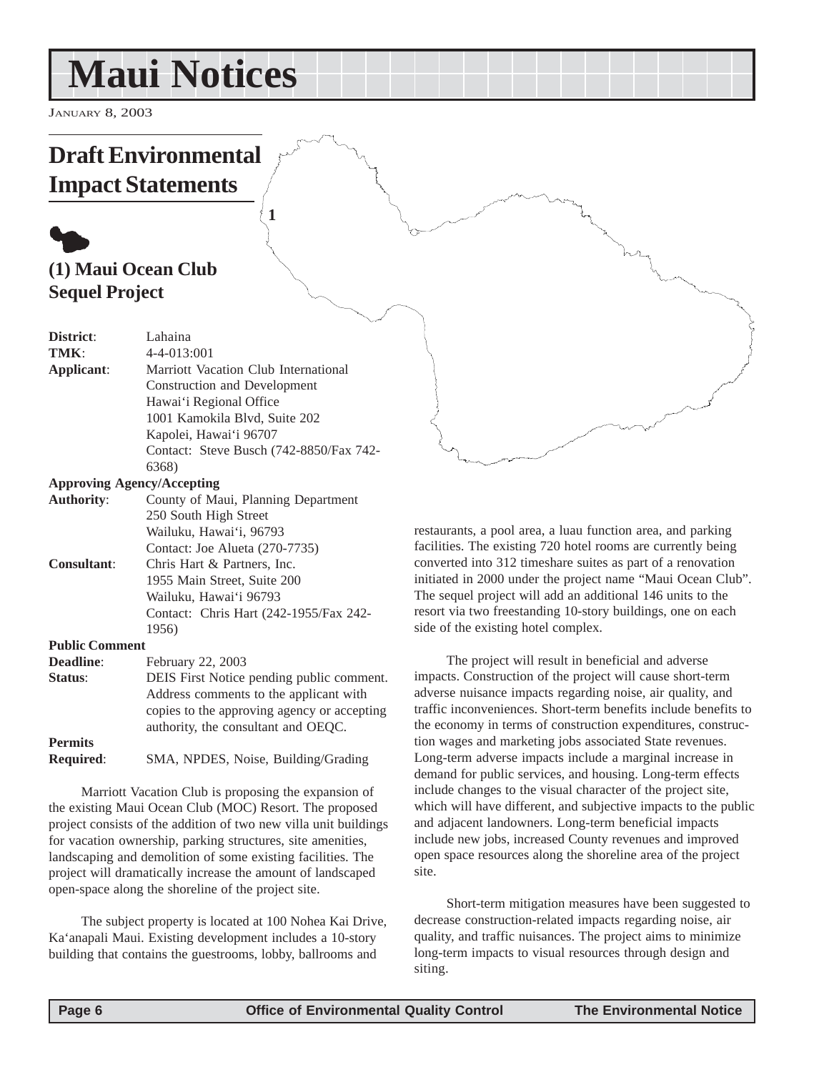# Maui Notices

January 8, 2003

## Draft Environmental Impact Statements

### (1) Maui Ocean Club Sequel Project

**District**: Lahaina
**TMK**: 4-4-013:001
**Applicant**: Marriott Vacation Club International
Construction and Development
Hawai'i Regional Office
1001 Kamokila Blvd, Suite 202
Kapolei, Hawai'i 96707
Contact: Steve Busch (742-8850/Fax 742-6368)

**Approving Agency/Accepting Authority**: County of Maui, Planning Department
250 South High Street
Wailuku, Hawai'i, 96793
Contact: Joe Alueta (270-7735)

**Consultant**: Chris Hart & Partners, Inc.
1955 Main Street, Suite 200
Wailuku, Hawai'i 96793
Contact: Chris Hart (242-1955/Fax 242-1956)

**Public Comment Deadline**: February 22, 2003

**Status**: DEIS First Notice pending public comment. Address comments to the applicant with copies to the approving agency or accepting authority, the consultant and OEQC.

**Permits Required**: SMA, NPDES, Noise, Building/Grading

Marriott Vacation Club is proposing the expansion of the existing Maui Ocean Club (MOC) Resort. The proposed project consists of the addition of two new villa unit buildings for vacation ownership, parking structures, site amenities, landscaping and demolition of some existing facilities. The project will dramatically increase the amount of landscaped open-space along the shoreline of the project site.

The subject property is located at 100 Nohea Kai Drive, Ka'anapali Maui. Existing development includes a 10-story building that contains the guestrooms, lobby, ballrooms and restaurants, a pool area, a luau function area, and parking facilities. The existing 720 hotel rooms are currently being converted into 312 timeshare suites as part of a renovation initiated in 2000 under the project name "Maui Ocean Club". The sequel project will add an additional 146 units to the resort via two freestanding 10-story buildings, one on each side of the existing hotel complex.

The project will result in beneficial and adverse impacts. Construction of the project will cause short-term adverse nuisance impacts regarding noise, air quality, and traffic inconveniences. Short-term benefits include benefits to the economy in terms of construction expenditures, construction wages and marketing jobs associated State revenues. Long-term adverse impacts include a marginal increase in demand for public services, and housing. Long-term effects include changes to the visual character of the project site, which will have different, and subjective impacts to the public and adjacent landowners. Long-term beneficial impacts include new jobs, increased County revenues and improved open space resources along the shoreline area of the project site.

Short-term mitigation measures have been suggested to decrease construction-related impacts regarding noise, air quality, and traffic nuisances. The project aims to minimize long-term impacts to visual resources through design and siting.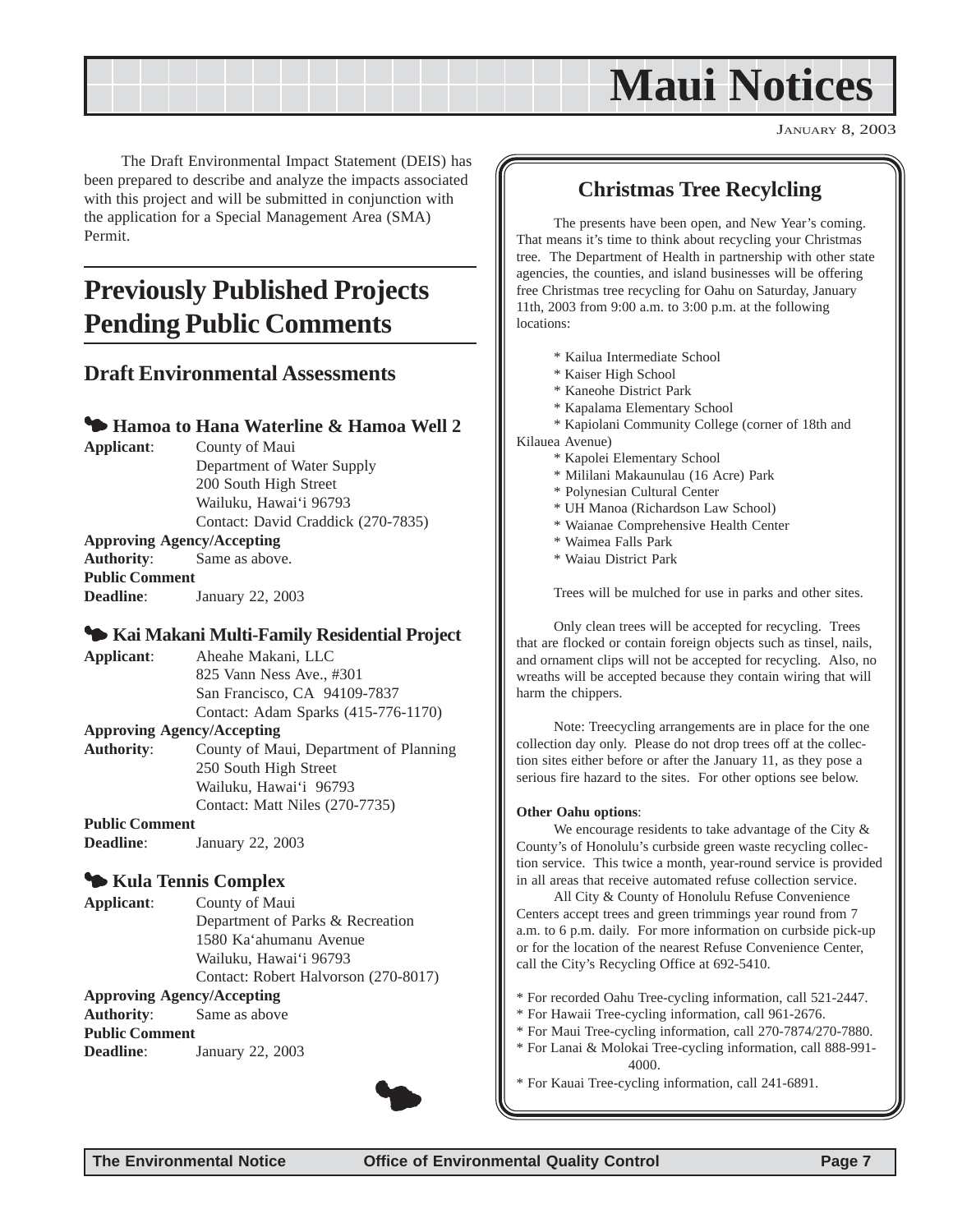# Maui Notices

JANUARY 8, 2003

The Draft Environmental Impact Statement (DEIS) has been prepared to describe and analyze the impacts associated with this project and will be submitted in conjunction with the application for a Special Management Area (SMA) Permit.

## Previously Published Projects Pending Public Comments

### Draft Environmental Assessments

#### Hamoa to Hana Waterline & Hamoa Well 2

**Applicant**: County of Maui
Department of Water Supply
200 South High Street
Wailuku, Hawai'i 96793
Contact: David Craddick (270-7835)

**Approving Agency/Accepting Authority**: Same as above.

**Public Comment Deadline**: January 22, 2003

#### Kai Makani Multi-Family Residential Project

**Applicant**: Aheahe Makani, LLC
825 Vann Ness Ave., #301
San Francisco, CA 94109-7837
Contact: Adam Sparks (415-776-1170)

**Approving Agency/Accepting Authority**: County of Maui, Department of Planning
250 South High Street
Wailuku, Hawai'i 96793
Contact: Matt Niles (270-7735)

**Public Comment Deadline**: January 22, 2003

#### Kula Tennis Complex

**Applicant**: County of Maui
Department of Parks & Recreation
1580 Ka'ahumanu Avenue
Wailuku, Hawai'i 96793
Contact: Robert Halvorson (270-8017)

**Approving Agency/Accepting Authority**: Same as above

**Public Comment Deadline**: January 22, 2003

## Christmas Tree Recylcling

The presents have been open, and New Year's coming. That means it's time to think about recycling your Christmas tree. The Department of Health in partnership with other state agencies, the counties, and island businesses will be offering free Christmas tree recycling for Oahu on Saturday, January 11th, 2003 from 9:00 a.m. to 3:00 p.m. at the following locations:

* Kailua Intermediate School
* Kaiser High School
* Kaneohe District Park
* Kapalama Elementary School
* Kapiolani Community College (corner of 18th and Kilauea Avenue)
* Kapolei Elementary School
* Mililani Makaunulau (16 Acre) Park
* Polynesian Cultural Center
* UH Manoa (Richardson Law School)
* Waianae Comprehensive Health Center
* Waimea Falls Park
* Waiau District Park

Trees will be mulched for use in parks and other sites.

Only clean trees will be accepted for recycling. Trees that are flocked or contain foreign objects such as tinsel, nails, and ornament clips will not be accepted for recycling. Also, no wreaths will be accepted because they contain wiring that will harm the chippers.

Note: Treecycling arrangements are in place for the one collection day only. Please do not drop trees off at the collection sites either before or after the January 11, as they pose a serious fire hazard to the sites. For other options see below.

**Other Oahu options**:

We encourage residents to take advantage of the City & County's of Honolulu's curbside green waste recycling collection service. This twice a month, year-round service is provided in all areas that receive automated refuse collection service.

All City & County of Honolulu Refuse Convenience Centers accept trees and green trimmings year round from 7 a.m. to 6 p.m. daily. For more information on curbside pick-up or for the location of the nearest Refuse Convenience Center, call the City's Recycling Office at 692-5410.

* For recorded Oahu Tree-cycling information, call 521-2447.
* For Hawaii Tree-cycling information, call 961-2676.
* For Maui Tree-cycling information, call 270-7874/270-7880.
* For Lanai & Molokai Tree-cycling information, call 888-991-4000.
* For Kauai Tree-cycling information, call 241-6891.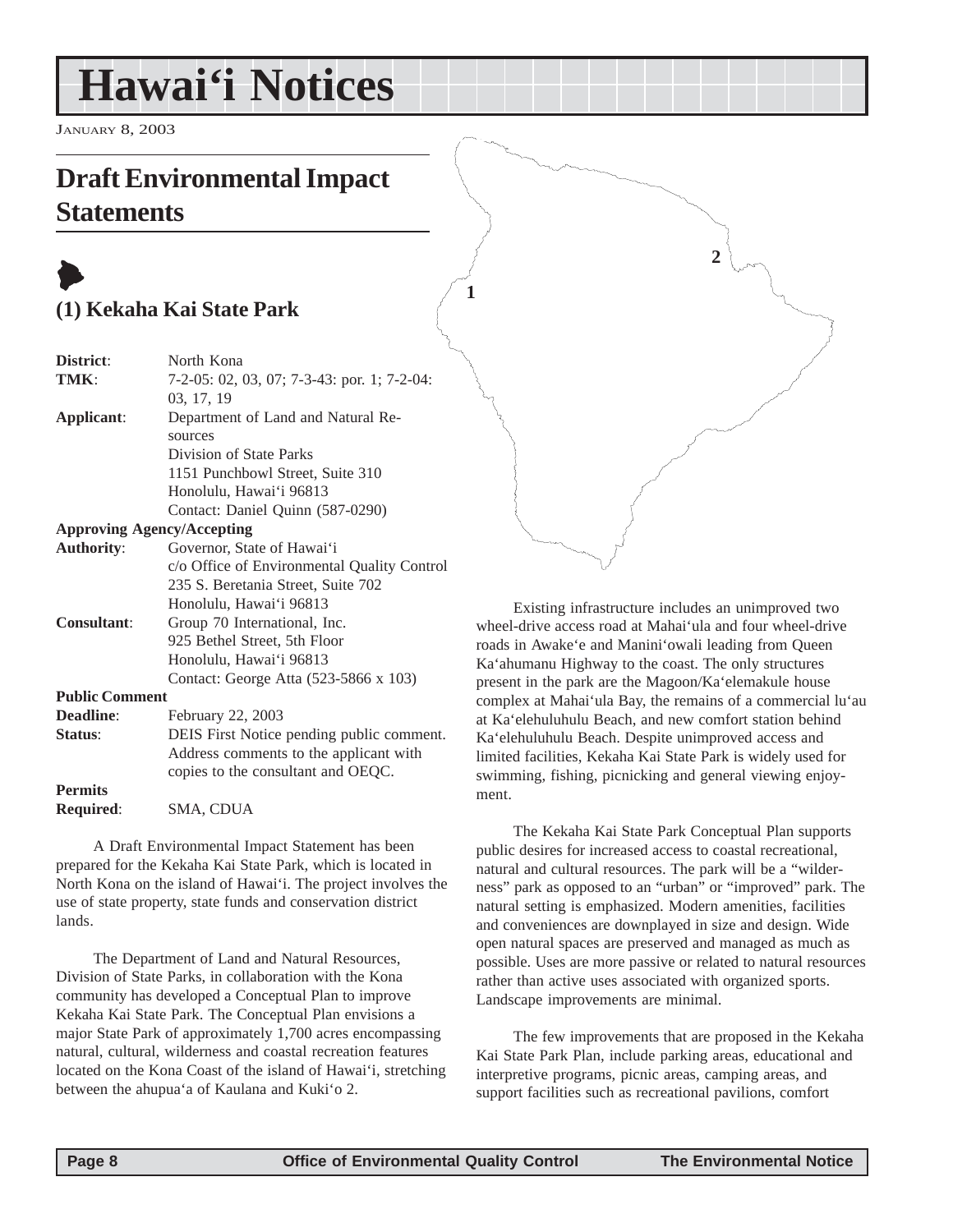# Hawai'i Notices

JANUARY 8, 2003

## Draft Environmental Impact Statements

### (1) Kekaha Kai State Park

| | |
|---|---|
| **District**: | North Kona |
| **TMK**: | 7-2-05: 02, 03, 07; 7-3-43: por. 1; 7-2-04: 03, 17, 19 |
| **Applicant**: | Department of Land and Natural Resources<br>Division of State Parks<br>1151 Punchbowl Street, Suite 310<br>Honolulu, Hawai'i 96813<br>Contact: Daniel Quinn (587-0290) |
| **Approving Agency/Accepting Authority**: | Governor, State of Hawai'i<br>c/o Office of Environmental Quality Control<br>235 S. Beretania Street, Suite 702<br>Honolulu, Hawai'i 96813 |
| **Consultant**: | Group 70 International, Inc.<br>925 Bethel Street, 5th Floor<br>Honolulu, Hawai'i 96813<br>Contact: George Atta (523-5866 x 103) |
| **Public Comment Deadline**: | February 22, 2003 |
| **Status**: | DEIS First Notice pending public comment. Address comments to the applicant with copies to the consultant and OEQC. |
| **Permits Required**: | SMA, CDUA |

A Draft Environmental Impact Statement has been prepared for the Kekaha Kai State Park, which is located in North Kona on the island of Hawai'i. The project involves the use of state property, state funds and conservation district lands.

The Department of Land and Natural Resources, Division of State Parks, in collaboration with the Kona community has developed a Conceptual Plan to improve Kekaha Kai State Park. The Conceptual Plan envisions a major State Park of approximately 1,700 acres encompassing natural, cultural, wilderness and coastal recreation features located on the Kona Coast of the island of Hawai'i, stretching between the ahupua'a of Kaulana and Kuki'o 2.

Existing infrastructure includes an unimproved two wheel-drive access road at Mahai'ula and four wheel-drive roads in Awake'e and Manini'owali leading from Queen Ka'ahumanu Highway to the coast. The only structures present in the park are the Magoon/Ka'elemakule house complex at Mahai'ula Bay, the remains of a commercial lu'au at Ka'elehuluhulu Beach, and new comfort station behind Ka'elehuluhulu Beach. Despite unimproved access and limited facilities, Kekaha Kai State Park is widely used for swimming, fishing, picnicking and general viewing enjoyment.

The Kekaha Kai State Park Conceptual Plan supports public desires for increased access to coastal recreational, natural and cultural resources. The park will be a "wilderness" park as opposed to an "urban" or "improved" park. The natural setting is emphasized. Modern amenities, facilities and conveniences are downplayed in size and design. Wide open natural spaces are preserved and managed as much as possible. Uses are more passive or related to natural resources rather than active uses associated with organized sports. Landscape improvements are minimal.

The few improvements that are proposed in the Kekaha Kai State Park Plan, include parking areas, educational and interpretive programs, picnic areas, camping areas, and support facilities such as recreational pavilions, comfort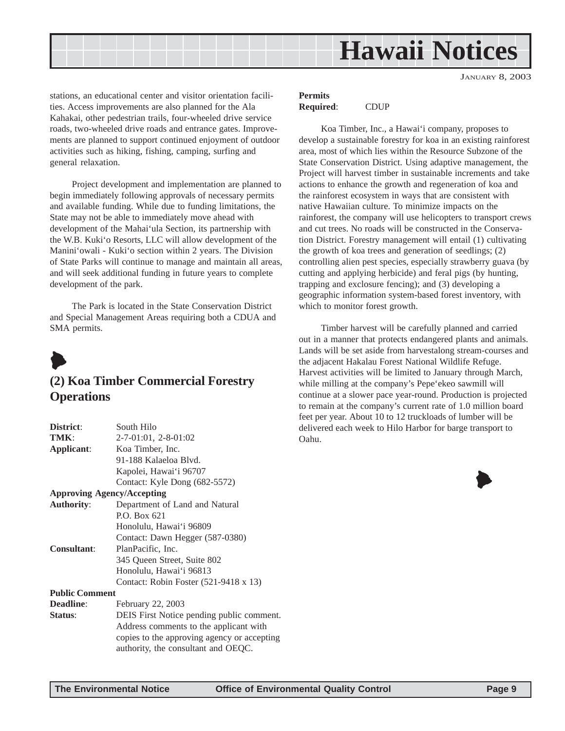stations, an educational center and visitor orientation facilities. Access improvements are also planned for the Ala Kahakai, other pedestrian trails, four-wheeled drive service roads, two-wheeled drive roads and entrance gates. Improvements are planned to support continued enjoyment of outdoor activities such as hiking, fishing, camping, surfing and general relaxation.

Project development and implementation are planned to begin immediately following approvals of necessary permits and available funding. While due to funding limitations, the State may not be able to immediately move ahead with development of the Mahai‘ula Section, its partnership with the W.B. Kuki‘o Resorts, LLC will allow development of the Manini‘owali - Kuki‘o section within 2 years. The Division of State Parks will continue to manage and maintain all areas, and will seek additional funding in future years to complete development of the park.

The Park is located in the State Conservation District and Special Management Areas requiring both a CDUA and SMA permits.

## (2) Koa Timber Commercial Forestry Operations

**District**: South Hilo
**TMK**: 2-7-01:01, 2-8-01:02
**Applicant**: Koa Timber, Inc.
91-188 Kalaeloa Blvd.
Kapolei, Hawai‘i 96707
Contact: Kyle Dong (682-5572)
**Approving Agency/Accepting Authority**: Department of Land and Natural
P.O. Box 621
Honolulu, Hawai‘i 96809
Contact: Dawn Hegger (587-0380)
**Consultant**: PlanPacific, Inc.
345 Queen Street, Suite 802
Honolulu, Hawai‘i 96813
Contact: Robin Foster (521-9418 x 13)
**Public Comment Deadline**: February 22, 2003
**Status**: DEIS First Notice pending public comment. Address comments to the applicant with copies to the approving agency or accepting authority, the consultant and OEQC.
**Permits Required**: CDUP

Koa Timber, Inc., a Hawai‘i company, proposes to develop a sustainable forestry for koa in an existing rainforest area, most of which lies within the Resource Subzone of the State Conservation District. Using adaptive management, the Project will harvest timber in sustainable increments and take actions to enhance the growth and regeneration of koa and the rainforest ecosystem in ways that are consistent with native Hawaiian culture. To minimize impacts on the rainforest, the company will use helicopters to transport crews and cut trees. No roads will be constructed in the Conservation District. Forestry management will entail (1) cultivating the growth of koa trees and generation of seedlings; (2) controlling alien pest species, especially strawberry guava (by cutting and applying herbicide) and feral pigs (by hunting, trapping and exclosure fencing); and (3) developing a geographic information system-based forest inventory, with which to monitor forest growth.

Timber harvest will be carefully planned and carried out in a manner that protects endangered plants and animals. Lands will be set aside from harvestalong stream-courses and the adjacent Hakalau Forest National Wildlife Refuge. Harvest activities will be limited to January through March, while milling at the company’s Pepe‘ekeo sawmill will continue at a slower pace year-round. Production is projected to remain at the company’s current rate of 1.0 million board feet per year. About 10 to 12 truckloads of lumber will be delivered each week to Hilo Harbor for barge transport to Oahu.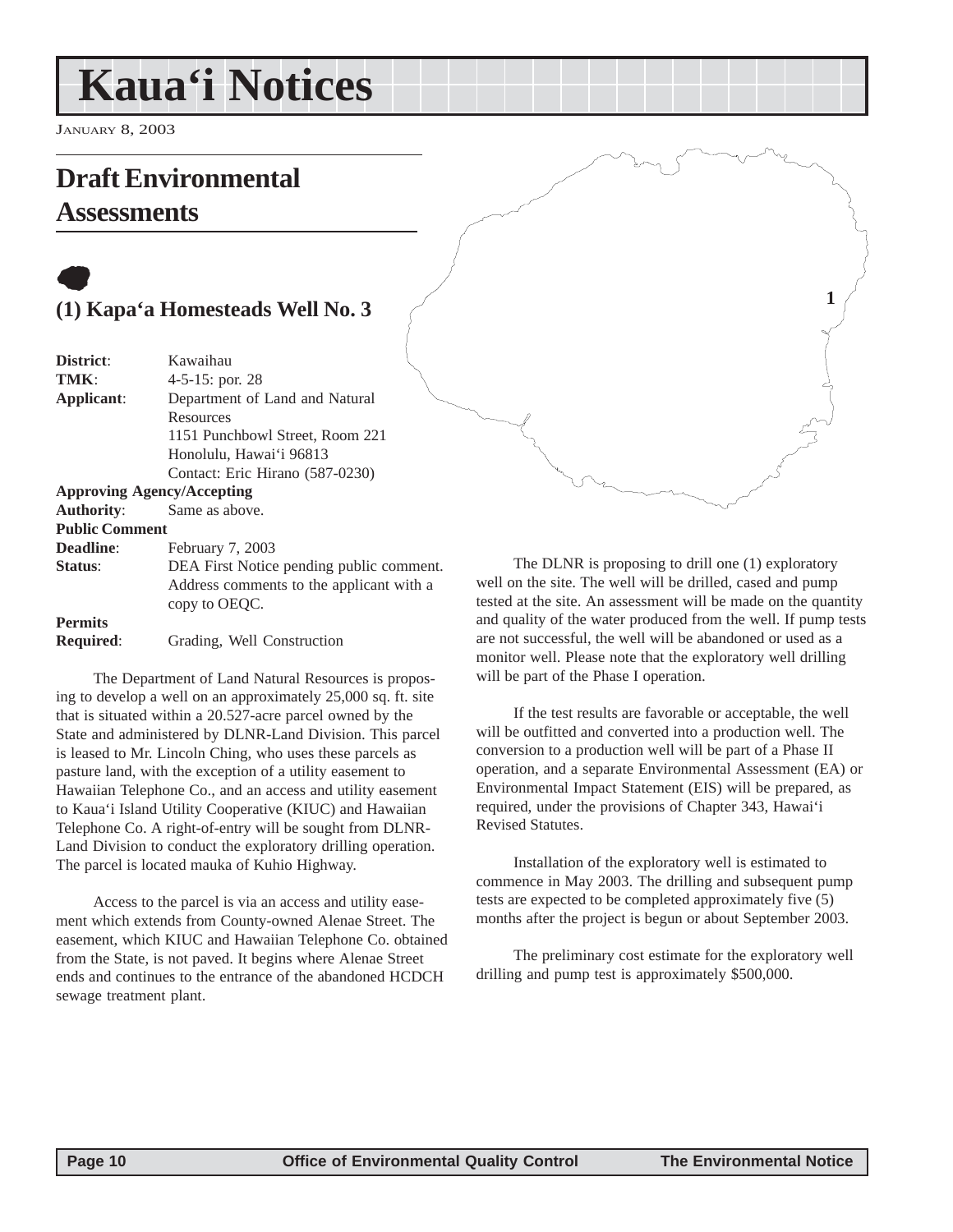# Kaua'i Notices

January 8, 2003

## Draft Environmental Assessments

### (1) Kapa'a Homesteads Well No. 3

**District**: Kawaihau
**TMK**: 4-5-15: por. 28
**Applicant**: Department of Land and Natural Resources
1151 Punchbowl Street, Room 221
Honolulu, Hawai'i 96813
Contact: Eric Hirano (587-0230)
**Approving Agency/Accepting Authority**: Same as above.
**Public Comment Deadline**: February 7, 2003
**Status**: DEA First Notice pending public comment. Address comments to the applicant with a copy to OEQC.
**Permits Required**: Grading, Well Construction

The Department of Land Natural Resources is proposing to develop a well on an approximately 25,000 sq. ft. site that is situated within a 20.527-acre parcel owned by the State and administered by DLNR-Land Division. This parcel is leased to Mr. Lincoln Ching, who uses these parcels as pasture land, with the exception of a utility easement to Hawaiian Telephone Co., and an access and utility easement to Kaua'i Island Utility Cooperative (KIUC) and Hawaiian Telephone Co. A right-of-entry will be sought from DLNR-Land Division to conduct the exploratory drilling operation. The parcel is located mauka of Kuhio Highway.

Access to the parcel is via an access and utility easement which extends from County-owned Alenae Street. The easement, which KIUC and Hawaiian Telephone Co. obtained from the State, is not paved. It begins where Alenae Street ends and continues to the entrance of the abandoned HCDCH sewage treatment plant.

The DLNR is proposing to drill one (1) exploratory well on the site. The well will be drilled, cased and pump tested at the site. An assessment will be made on the quantity and quality of the water produced from the well. If pump tests are not successful, the well will be abandoned or used as a monitor well. Please note that the exploratory well drilling will be part of the Phase I operation.

If the test results are favorable or acceptable, the well will be outfitted and converted into a production well. The conversion to a production well will be part of a Phase II operation, and a separate Environmental Assessment (EA) or Environmental Impact Statement (EIS) will be prepared, as required, under the provisions of Chapter 343, Hawai'i Revised Statutes.

Installation of the exploratory well is estimated to commence in May 2003. The drilling and subsequent pump tests are expected to be completed approximately five (5) months after the project is begun or about September 2003.

The preliminary cost estimate for the exploratory well drilling and pump test is approximately $500,000.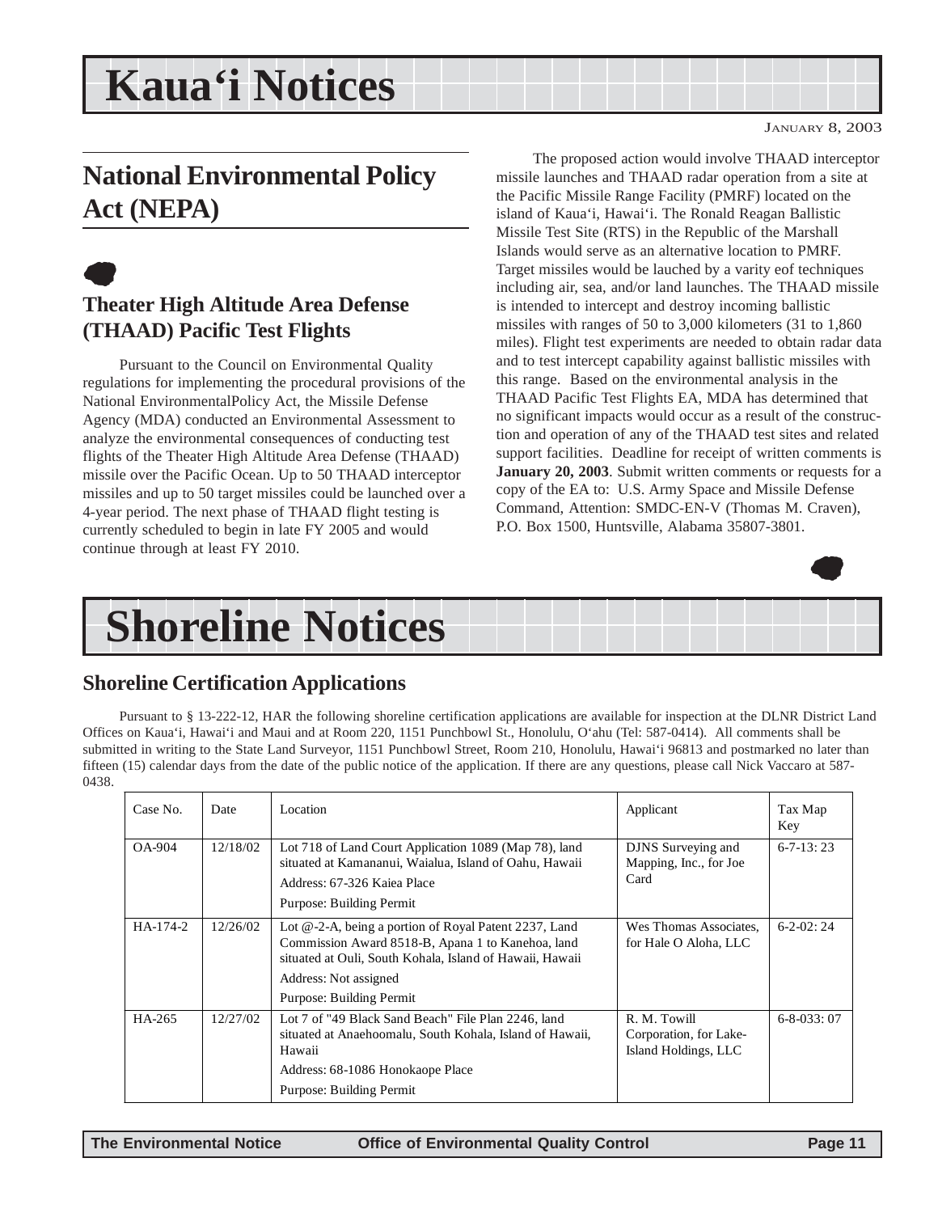# Kaua'i Notices

JANUARY 8, 2003

## National Environmental Policy Act (NEPA)

### Theater High Altitude Area Defense (THAAD) Pacific Test Flights

Pursuant to the Council on Environmental Quality regulations for implementing the procedural provisions of the National EnvironmentalPolicy Act, the Missile Defense Agency (MDA) conducted an Environmental Assessment to analyze the environmental consequences of conducting test flights of the Theater High Altitude Area Defense (THAAD) missile over the Pacific Ocean. Up to 50 THAAD interceptor missiles and up to 50 target missiles could be launched over a 4-year period. The next phase of THAAD flight testing is currently scheduled to begin in late FY 2005 and would continue through at least FY 2010.

The proposed action would involve THAAD interceptor missile launches and THAAD radar operation from a site at the Pacific Missile Range Facility (PMRF) located on the island of Kaua'i, Hawai'i. The Ronald Reagan Ballistic Missile Test Site (RTS) in the Republic of the Marshall Islands would serve as an alternative location to PMRF. Target missiles would be lauched by a varity eof techniques including air, sea, and/or land launches. The THAAD missile is intended to intercept and destroy incoming ballistic missiles with ranges of 50 to 3,000 kilometers (31 to 1,860 miles). Flight test experiments are needed to obtain radar data and to test intercept capability against ballistic missiles with this range. Based on the environmental analysis in the THAAD Pacific Test Flights EA, MDA has determined that no significant impacts would occur as a result of the construction and operation of any of the THAAD test sites and related support facilities. Deadline for receipt of written comments is **January 20, 2003**. Submit written comments or requests for a copy of the EA to: U.S. Army Space and Missile Defense Command, Attention: SMDC-EN-V (Thomas M. Craven), P.O. Box 1500, Huntsville, Alabama 35807-3801.

# Shoreline Notices

## Shoreline Certification Applications

Pursuant to § 13-222-12, HAR the following shoreline certification applications are available for inspection at the DLNR District Land Offices on Kaua'i, Hawai'i and Maui and at Room 220, 1151 Punchbowl St., Honolulu, O'ahu (Tel: 587-0414). All comments shall be submitted in writing to the State Land Surveyor, 1151 Punchbowl Street, Room 210, Honolulu, Hawai'i 96813 and postmarked no later than fifteen (15) calendar days from the date of the public notice of the application. If there are any questions, please call Nick Vaccaro at 587-0438.

| Case No. | Date | Location | Applicant | Tax Map Key |
|---|---|---|---|---|
| OA-904 | 12/18/02 | Lot 718 of Land Court Application 1089 (Map 78), land situated at Kamananui, Waialua, Island of Oahu, Hawaii<br>Address: 67-326 Kaiea Place<br>Purpose: Building Permit | DJNS Surveying and Mapping, Inc., for Joe Card | 6-7-13: 23 |
| HA-174-2 | 12/26/02 | Lot @-2-A, being a portion of Royal Patent 2237, Land Commission Award 8518-B, Apana 1 to Kanehoa, land situated at Ouli, South Kohala, Island of Hawaii, Hawaii<br>Address: Not assigned<br>Purpose: Building Permit | Wes Thomas Associates, for Hale O Aloha, LLC | 6-2-02: 24 |
| HA-265 | 12/27/02 | Lot 7 of "49 Black Sand Beach" File Plan 2246, land situated at Anaehoomalu, South Kohala, Island of Hawaii, Hawaii<br>Address: 68-1086 Honokaope Place<br>Purpose: Building Permit | R. M. Towill Corporation, for Lake-Island Holdings, LLC | 6-8-033: 07 |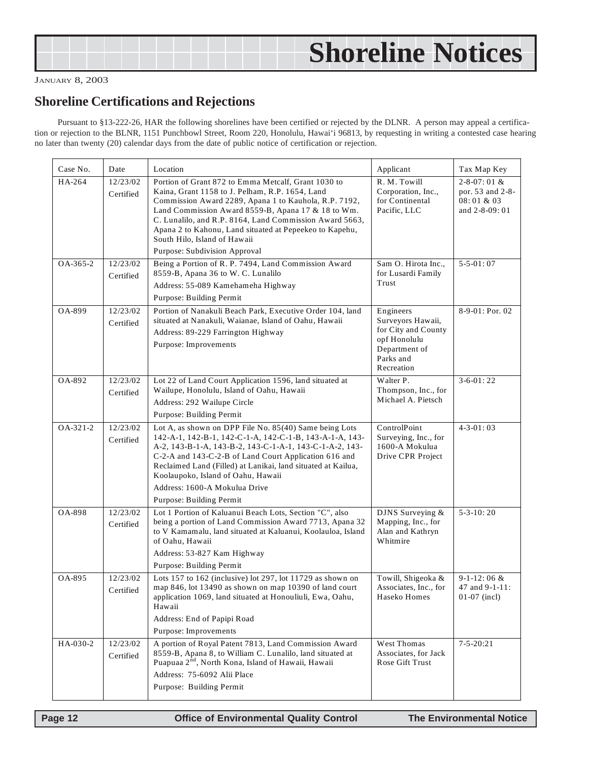# Shoreline Notices

JANUARY 8, 2003

## Shoreline Certifications and Rejections

Pursuant to §13-222-26, HAR the following shorelines have been certified or rejected by the DLNR. A person may appeal a certification or rejection to the BLNR, 1151 Punchbowl Street, Room 220, Honolulu, Hawai'i 96813, by requesting in writing a contested case hearing no later than twenty (20) calendar days from the date of public notice of certification or rejection.

| Case No. | Date | Location | Applicant | Tax Map Key |
|---|---|---|---|---|
| HA-264 | 12/23/02 Certified | Portion of Grant 872 to Emma Metcalf, Grant 1030 to Kaina, Grant 1158 to J. Pelham, R.P. 1654, Land Commission Award 2289, Apana 1 to Kauhola, R.P. 7192, Land Commission Award 8559-B, Apana 17 & 18 to Wm. C. Lunalilo, and R.P. 8164, Land Commission Award 5663, Apana 2 to Kahonu, Land situated at Pepeekeo to Kapehu, South Hilo, Island of Hawaii<br>Purpose: Subdivision Approval | R. M. Towill Corporation, Inc., for Continental Pacific, LLC | 2-8-07: 01 & por. 53 and 2-8-08: 01 & 03 and 2-8-09: 01 |
| OA-365-2 | 12/23/02 Certified | Being a Portion of R. P. 7494, Land Commission Award 8559-B, Apana 36 to W. C. Lunalilo<br>Address: 55-089 Kamehameha Highway<br>Purpose: Building Permit | Sam O. Hirota Inc., for Lusardi Family Trust | 5-5-01: 07 |
| OA-899 | 12/23/02 Certified | Portion of Nanakuli Beach Park, Executive Order 104, land situated at Nanakuli, Waianae, Island of Oahu, Hawaii<br>Address: 89-229 Farrington Highway<br>Purpose: Improvements | Engineers Surveyors Hawaii, for City and County opf Honolulu Department of Parks and Recreation | 8-9-01: Por. 02 |
| OA-892 | 12/23/02 Certified | Lot 22 of Land Court Application 1596, land situated at Wailupe, Honolulu, Island of Oahu, Hawaii<br>Address: 292 Wailupe Circle<br>Purpose: Building Permit | Walter P. Thompson, Inc., for Michael A. Pietsch | 3-6-01: 22 |
| OA-321-2 | 12/23/02 Certified | Lot A, as shown on DPP File No. 85(40) Same being Lots 142-A-1, 142-B-1, 142-C-1-A, 142-C-1-B, 143-A-1-A, 143-A-2, 143-B-1-A, 143-B-2, 143-C-1-A-1, 143-C-1-A-2, 143-C-2-A and 143-C-2-B of Land Court Application 616 and Reclaimed Land (Filled) at Lanikai, land situated at Kailua, Koolaupoko, Island of Oahu, Hawaii<br>Address: 1600-A Mokulua Drive<br>Purpose: Building Permit | ControlPoint Surveying, Inc., for 1600-A Mokulua Drive CPR Project | 4-3-01: 03 |
| OA-898 | 12/23/02 Certified | Lot 1 Portion of Kaluanui Beach Lots, Section "C", also being a portion of Land Commission Award 7713, Apana 32 to V Kamamalu, land situated at Kaluanui, Koolauloa, Island of Oahu, Hawaii<br>Address: 53-827 Kam Highway<br>Purpose: Building Permit | DJNS Surveying & Mapping, Inc., for Alan and Kathryn Whitmire | 5-3-10: 20 |
| OA-895 | 12/23/02 Certified | Lots 157 to 162 (inclusive) lot 297, lot 11729 as shown on map 846, lot 13490 as shown on map 10390 of land court application 1069, land situated at Honouliuli, Ewa, Oahu, Hawaii<br>Address: End of Papipi Road<br>Purpose: Improvements | Towill, Shigeoka & Associates, Inc., for Haseko Homes | 9-1-12: 06 & 47 and 9-1-11: 01-07 (incl) |
| HA-030-2 | 12/23/02 Certified | A portion of Royal Patent 7813, Land Commission Award 8559-B, Apana 8, to William C. Lunalilo, land situated at Puapuaa 2nd, North Kona, Island of Hawaii, Hawaii<br>Address: 75-6092 Alii Place<br>Purpose: Building Permit | West Thomas Associates, for Jack Rose Gift Trust | 7-5-20:21 |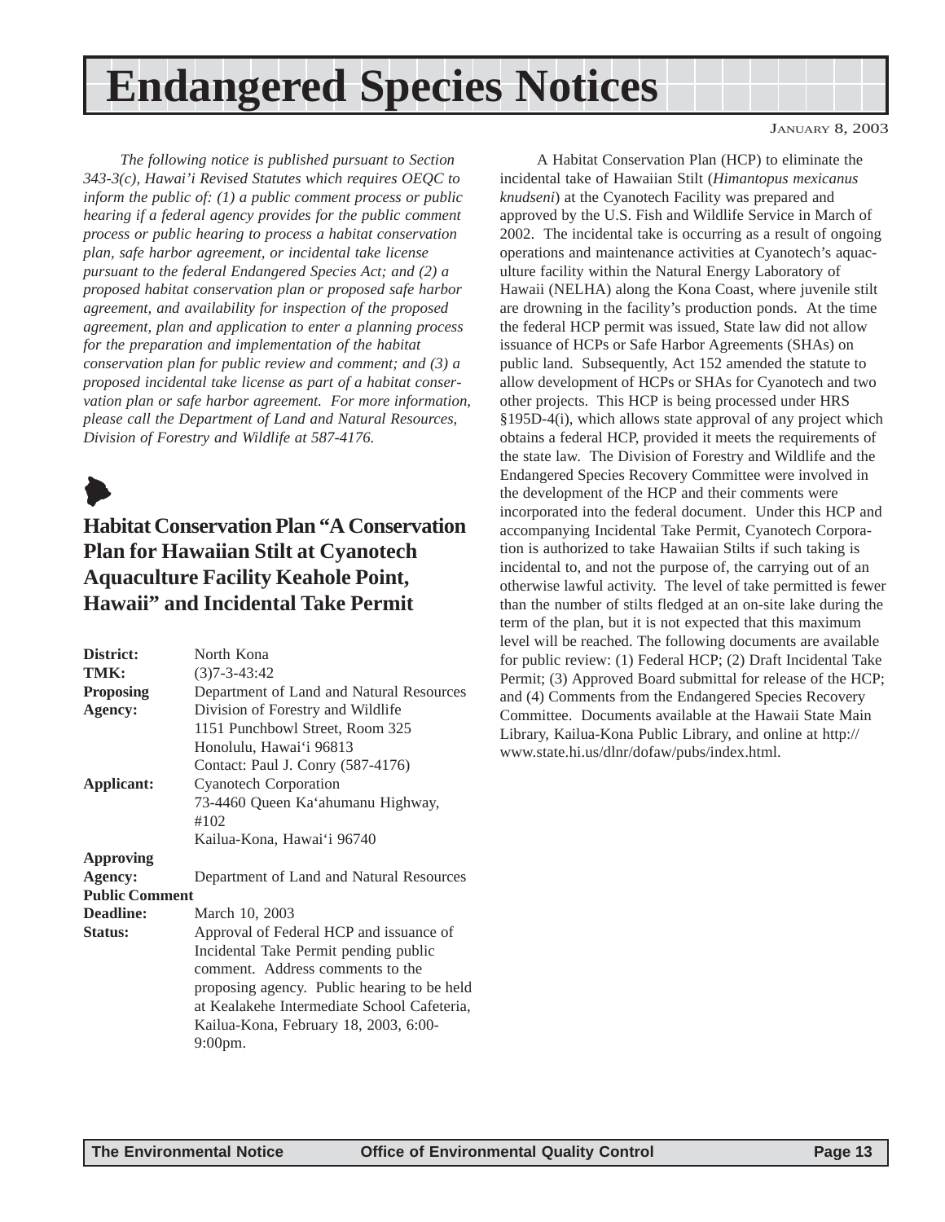# Endangered Species Notices

JANUARY 8, 2003

*The following notice is published pursuant to Section 343-3(c), Hawai'i Revised Statutes which requires OEQC to inform the public of: (1) a public comment process or public hearing if a federal agency provides for the public comment process or public hearing to process a habitat conservation plan, safe harbor agreement, or incidental take license pursuant to the federal Endangered Species Act; and (2) a proposed habitat conservation plan or proposed safe harbor agreement, and availability for inspection of the proposed agreement, plan and application to enter a planning process for the preparation and implementation of the habitat conservation plan for public review and comment; and (3) a proposed incidental take license as part of a habitat conservation plan or safe harbor agreement. For more information, please call the Department of Land and Natural Resources, Division of Forestry and Wildlife at 587-4176.*

## Habitat Conservation Plan "A Conservation Plan for Hawaiian Stilt at Cyanotech Aquaculture Facility Keahole Point, Hawaii" and Incidental Take Permit

**District:** North Kona

**TMK:** (3)7-3-43:42

**Proposing Agency:** Department of Land and Natural Resources
Division of Forestry and Wildlife
1151 Punchbowl Street, Room 325
Honolulu, Hawai'i 96813
Contact: Paul J. Conry (587-4176)

**Applicant:** Cyanotech Corporation
73-4460 Queen Ka'ahumanu Highway, #102
Kailua-Kona, Hawai'i 96740

**Approving Agency:** Department of Land and Natural Resources

**Public Comment Deadline:** March 10, 2003

**Status:** Approval of Federal HCP and issuance of Incidental Take Permit pending public comment. Address comments to the proposing agency. Public hearing to be held at Kealakehe Intermediate School Cafeteria, Kailua-Kona, February 18, 2003, 6:00-9:00pm.

A Habitat Conservation Plan (HCP) to eliminate the incidental take of Hawaiian Stilt (*Himantopus mexicanus knudseni*) at the Cyanotech Facility was prepared and approved by the U.S. Fish and Wildlife Service in March of 2002. The incidental take is occurring as a result of ongoing operations and maintenance activities at Cyanotech's aquaculture facility within the Natural Energy Laboratory of Hawaii (NELHA) along the Kona Coast, where juvenile stilt are drowning in the facility's production ponds. At the time the federal HCP permit was issued, State law did not allow issuance of HCPs or Safe Harbor Agreements (SHAs) on public land. Subsequently, Act 152 amended the statute to allow development of HCPs or SHAs for Cyanotech and two other projects. This HCP is being processed under HRS §195D-4(i), which allows state approval of any project which obtains a federal HCP, provided it meets the requirements of the state law. The Division of Forestry and Wildlife and the Endangered Species Recovery Committee were involved in the development of the HCP and their comments were incorporated into the federal document. Under this HCP and accompanying Incidental Take Permit, Cyanotech Corporation is authorized to take Hawaiian Stilts if such taking is incidental to, and not the purpose of, the carrying out of an otherwise lawful activity. The level of take permitted is fewer than the number of stilts fledged at an on-site lake during the term of the plan, but it is not expected that this maximum level will be reached. The following documents are available for public review: (1) Federal HCP; (2) Draft Incidental Take Permit; (3) Approved Board submittal for release of the HCP; and (4) Comments from the Endangered Species Recovery Committee. Documents available at the Hawaii State Main Library, Kailua-Kona Public Library, and online at http://www.state.hi.us/dlnr/dofaw/pubs/index.html.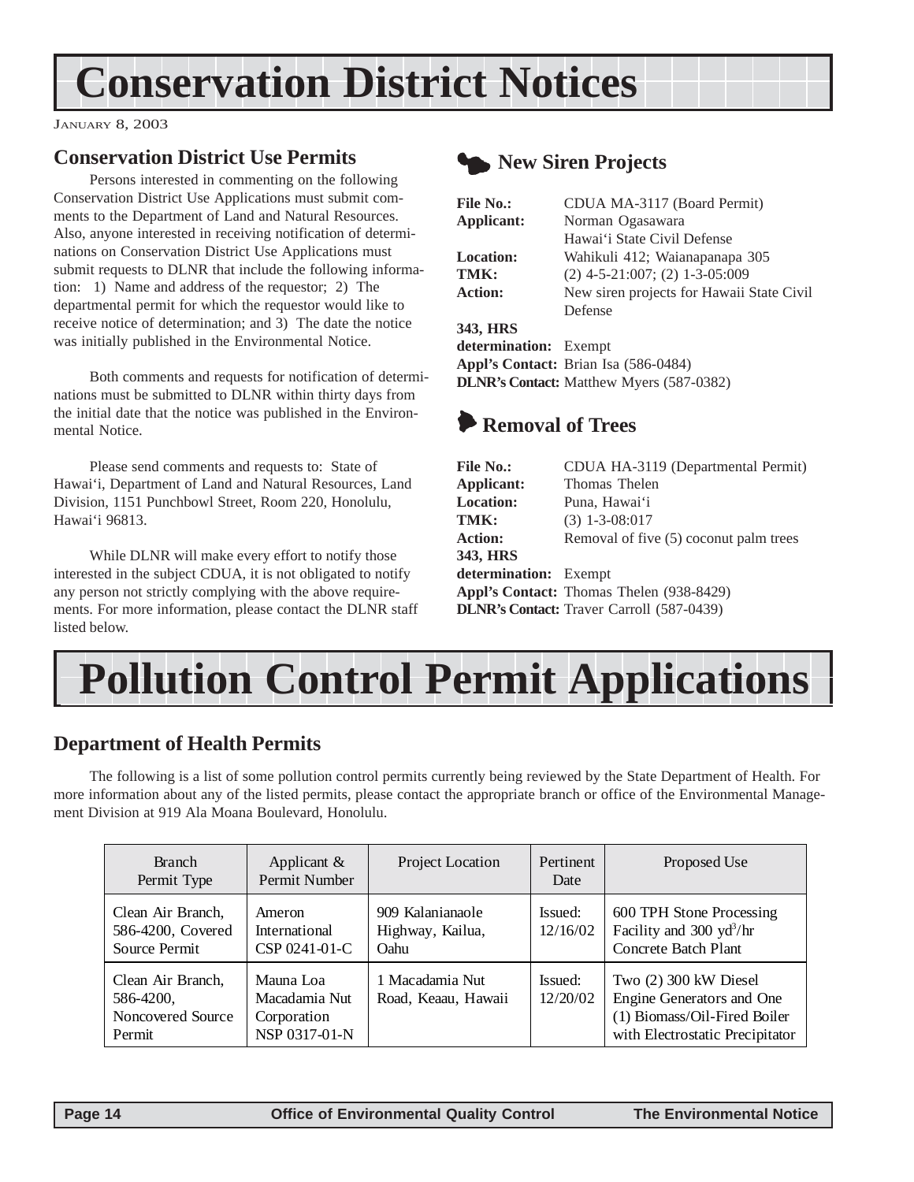# Conservation District Notices

JANUARY 8, 2003

## Conservation District Use Permits

Persons interested in commenting on the following Conservation District Use Applications must submit comments to the Department of Land and Natural Resources. Also, anyone interested in receiving notification of determinations on Conservation District Use Applications must submit requests to DLNR that include the following information: 1) Name and address of the requestor; 2) The departmental permit for which the requestor would like to receive notice of determination; and 3) The date the notice was initially published in the Environmental Notice.

Both comments and requests for notification of determinations must be submitted to DLNR within thirty days from the initial date that the notice was published in the Environmental Notice.

Please send comments and requests to: State of Hawai'i, Department of Land and Natural Resources, Land Division, 1151 Punchbowl Street, Room 220, Honolulu, Hawai'i 96813.

While DLNR will make every effort to notify those interested in the subject CDUA, it is not obligated to notify any person not strictly complying with the above requirements. For more information, please contact the DLNR staff listed below.

## New Siren Projects

**File No.:** CDUA MA-3117 (Board Permit)
**Applicant:** Norman Ogasawara
Hawai'i State Civil Defense
**Location:** Wahikuli 412; Waianapanapa 305
**TMK:** (2) 4-5-21:007; (2) 1-3-05:009
**Action:** New siren projects for Hawaii State Civil Defense
**343, HRS determination:** Exempt
**Appl's Contact:** Brian Isa (586-0484)
**DLNR's Contact:** Matthew Myers (587-0382)

## Removal of Trees

**File No.:** CDUA HA-3119 (Departmental Permit)
**Applicant:** Thomas Thelen
**Location:** Puna, Hawai'i
**TMK:** (3) 1-3-08:017
**Action:** Removal of five (5) coconut palm trees
**343, HRS determination:** Exempt
**Appl's Contact:** Thomas Thelen (938-8429)
**DLNR's Contact:** Traver Carroll (587-0439)

# Pollution Control Permit Applications

## Department of Health Permits

The following is a list of some pollution control permits currently being reviewed by the State Department of Health. For more information about any of the listed permits, please contact the appropriate branch or office of the Environmental Management Division at 919 Ala Moana Boulevard, Honolulu.

| Branch Permit Type | Applicant & Permit Number | Project Location | Pertinent Date | Proposed Use |
|---|---|---|---|---|
| Clean Air Branch, 586-4200, Covered Source Permit | Ameron International CSP 0241-01-C | 909 Kalanianaole Highway, Kailua, Oahu | Issued: 12/16/02 | 600 TPH Stone Processing Facility and 300 $yd^3$/hr Concrete Batch Plant |
| Clean Air Branch, 586-4200, Noncovered Source Permit | Mauna Loa Macadamia Nut Corporation NSP 0317-01-N | 1 Macadamia Nut Road, Keaau, Hawaii | Issued: 12/20/02 | Two (2) 300 kW Diesel Engine Generators and One (1) Biomass/Oil-Fired Boiler with Electrostatic Precipitator |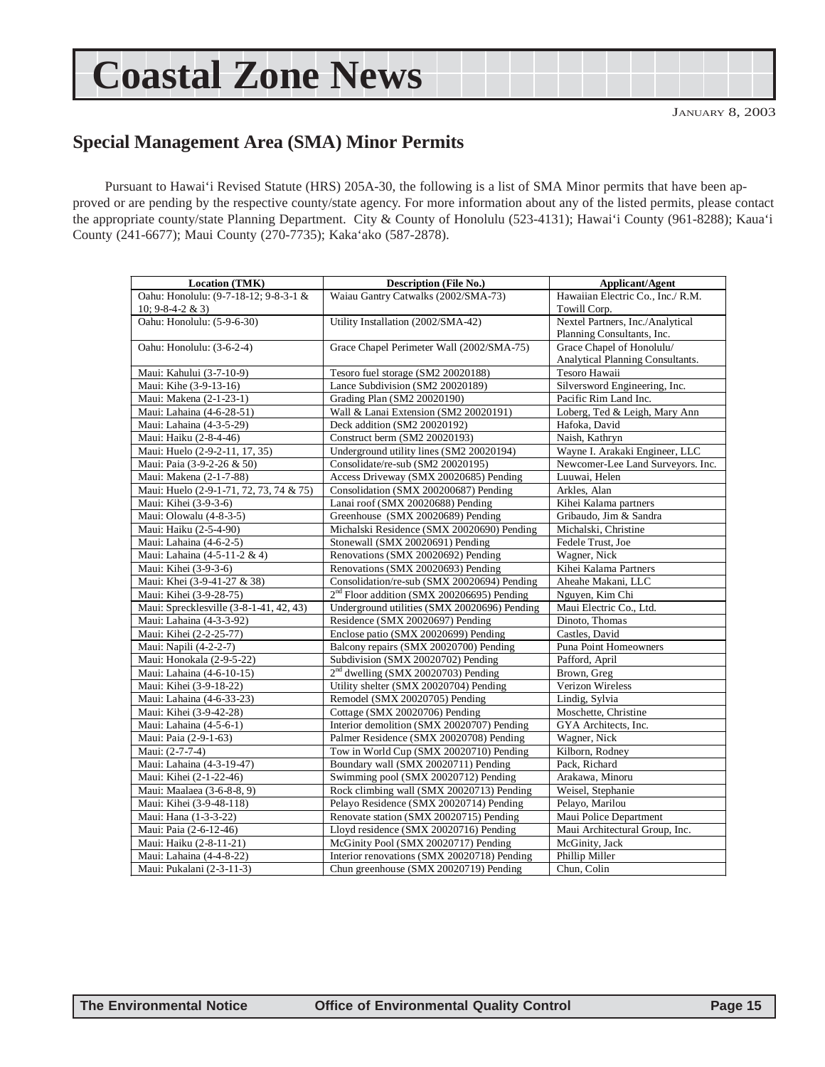# Coastal Zone News

JANUARY 8, 2003

## Special Management Area (SMA) Minor Permits

Pursuant to Hawai'i Revised Statute (HRS) 205A-30, the following is a list of SMA Minor permits that have been approved or are pending by the respective county/state agency. For more information about any of the listed permits, please contact the appropriate county/state Planning Department. City & County of Honolulu (523-4131); Hawai'i County (961-8288); Kaua'i County (241-6677); Maui County (270-7735); Kaka'ako (587-2878).

| Location (TMK) | Description (File No.) | Applicant/Agent |
|---|---|---|
| Oahu: Honolulu: (9-7-18-12; 9-8-3-1 & 10; 9-8-4-2 & 3) | Waiau Gantry Catwalks (2002/SMA-73) | Hawaiian Electric Co., Inc./ R.M. Towill Corp. |
| Oahu: Honolulu: (5-9-6-30) | Utility Installation (2002/SMA-42) | Nextel Partners, Inc./Analytical Planning Consultants, Inc. |
| Oahu: Honolulu: (3-6-2-4) | Grace Chapel Perimeter Wall (2002/SMA-75) | Grace Chapel of Honolulu/ Analytical Planning Consultants. |
| Maui: Kahului (3-7-10-9) | Tesoro fuel storage (SM2 20020188) | Tesoro Hawaii |
| Maui: Kihe (3-9-13-16) | Lance Subdivision (SM2 20020189) | Silversword Engineering, Inc. |
| Maui: Makena (2-1-23-1) | Grading Plan (SM2 20020190) | Pacific Rim Land Inc. |
| Maui: Lahaina (4-6-28-51) | Wall & Lanai Extension (SM2 20020191) | Loberg, Ted & Leigh, Mary Ann |
| Maui: Lahaina (4-3-5-29) | Deck addition (SM2 20020192) | Hafoka, David |
| Maui: Haiku (2-8-4-46) | Construct berm (SM2 20020193) | Naish, Kathryn |
| Maui: Huelo (2-9-2-11, 17, 35) | Underground utility lines (SM2 20020194) | Wayne I. Arakaki Engineer, LLC |
| Maui: Paia (3-9-2-26 & 50) | Consolidate/re-sub (SM2 20020195) | Newcomer-Lee Land Surveyors. Inc. |
| Maui: Makena (2-1-7-88) | Access Driveway (SMX 20020685) Pending | Luuwai, Helen |
| Maui: Huelo (2-9-1-71, 72, 73, 74 & 75) | Consolidation (SMX 200200687) Pending | Arkles, Alan |
| Maui: Kihei (3-9-3-6) | Lanai roof (SMX 20020688) Pending | Kihei Kalama partners |
| Maui: Olowalu (4-8-3-5) | Greenhouse (SMX 20020689) Pending | Gribaudo, Jim & Sandra |
| Maui: Haiku (2-5-4-90) | Michalski Residence (SMX 20020690) Pending | Michalski, Christine |
| Maui: Lahaina (4-6-2-5) | Stonewall (SMX 20020691) Pending | Fedele Trust, Joe |
| Maui: Lahaina (4-5-11-2 & 4) | Renovations (SMX 20020692) Pending | Wagner, Nick |
| Maui: Kihei (3-9-3-6) | Renovations (SMX 20020693) Pending | Kihei Kalama Partners |
| Maui: Khei (3-9-41-27 & 38) | Consolidation/re-sub (SMX 20020694) Pending | Aheahe Makani, LLC |
| Maui: Kihei (3-9-28-75) | 2nd Floor addition (SMX 200206695) Pending | Nguyen, Kim Chi |
| Maui: Sprecklesville (3-8-1-41, 42, 43) | Underground utilities (SMX 20020696) Pending | Maui Electric Co., Ltd. |
| Maui: Lahaina (4-3-3-92) | Residence (SMX 20020697) Pending | Dinoto, Thomas |
| Maui: Kihei (2-2-25-77) | Enclose patio (SMX 20020699) Pending | Castles, David |
| Maui: Napili (4-2-2-7) | Balcony repairs (SMX 20020700) Pending | Puna Point Homeowners |
| Maui: Honokala (2-9-5-22) | Subdivision (SMX 20020702) Pending | Pafford, April |
| Maui: Lahaina (4-6-10-15) | 2nd dwelling (SMX 20020703) Pending | Brown, Greg |
| Maui: Kihei (3-9-18-22) | Utility shelter (SMX 20020704) Pending | Verizon Wireless |
| Maui: Lahaina (4-6-33-23) | Remodel (SMX 20020705) Pending | Lindig, Sylvia |
| Maui: Kihei (3-9-42-28) | Cottage (SMX 20020706) Pending | Moschette, Christine |
| Maui: Lahaina (4-5-6-1) | Interior demolition (SMX 20020707) Pending | GYA Architects, Inc. |
| Maui: Paia (2-9-1-63) | Palmer Residence (SMX 20020708) Pending | Wagner, Nick |
| Maui: (2-7-7-4) | Tow in World Cup (SMX 20020710) Pending | Kilborn, Rodney |
| Maui: Lahaina (4-3-19-47) | Boundary wall (SMX 20020711) Pending | Pack, Richard |
| Maui: Kihei (2-1-22-46) | Swimming pool (SMX 20020712) Pending | Arakawa, Minoru |
| Maui: Maalaea (3-6-8-8, 9) | Rock climbing wall (SMX 20020713) Pending | Weisel, Stephanie |
| Maui: Kihei (3-9-48-118) | Pelayo Residence (SMX 20020714) Pending | Pelayo, Marilou |
| Maui: Hana (1-3-3-22) | Renovate station (SMX 20020715) Pending | Maui Police Department |
| Maui: Paia (2-6-12-46) | Lloyd residence (SMX 20020716) Pending | Maui Architectural Group, Inc. |
| Maui: Haiku (2-8-11-21) | McGinity Pool (SMX 20020717) Pending | McGinity, Jack |
| Maui: Lahaina (4-4-8-22) | Interior renovations (SMX 20020718) Pending | Phillip Miller |
| Maui: Pukalani (2-3-11-3) | Chun greenhouse (SMX 20020719) Pending | Chun, Colin |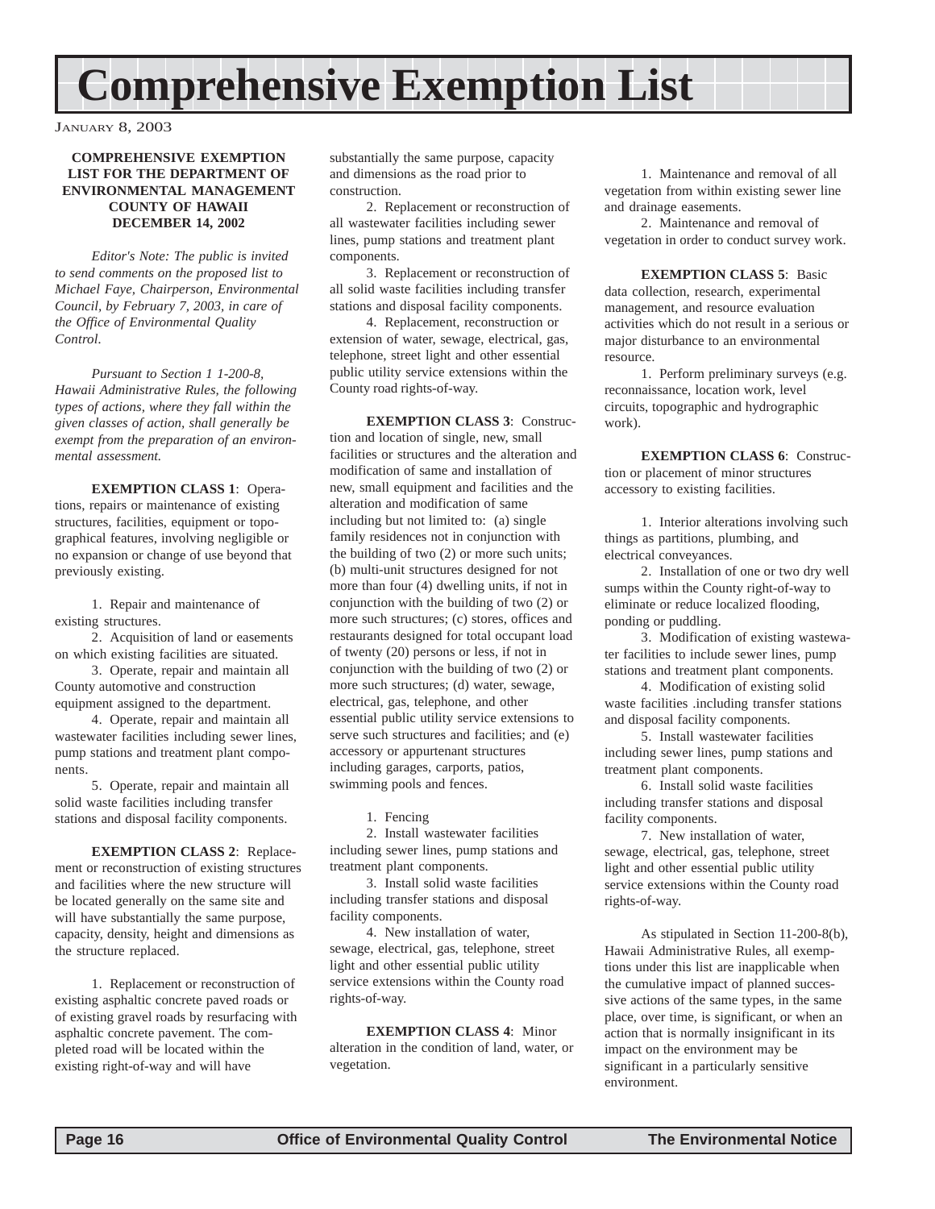# Comprehensive Exemption List

JANUARY 8, 2003

**COMPREHENSIVE EXEMPTION LIST FOR THE DEPARTMENT OF ENVIRONMENTAL MANAGEMENT COUNTY OF HAWAII DECEMBER 14, 2002**

*Editor's Note: The public is invited to send comments on the proposed list to Michael Faye, Chairperson, Environmental Council, by February 7, 2003, in care of the Office of Environmental Quality Control.*

*Pursuant to Section 1 1-200-8, Hawaii Administrative Rules, the following types of actions, where they fall within the given classes of action, shall generally be exempt from the preparation of an environmental assessment.*

**EXEMPTION CLASS 1**: Operations, repairs or maintenance of existing structures, facilities, equipment or topographical features, involving negligible or no expansion or change of use beyond that previously existing.

1. Repair and maintenance of existing structures.
2. Acquisition of land or easements on which existing facilities are situated.
3. Operate, repair and maintain all County automotive and construction equipment assigned to the department.
4. Operate, repair and maintain all wastewater facilities including sewer lines, pump stations and treatment plant components.
5. Operate, repair and maintain all solid waste facilities including transfer stations and disposal facility components.

**EXEMPTION CLASS 2**: Replacement or reconstruction of existing structures and facilities where the new structure will be located generally on the same site and will have substantially the same purpose, capacity, density, height and dimensions as the structure replaced.

1. Replacement or reconstruction of existing asphaltic concrete paved roads or of existing gravel roads by resurfacing with asphaltic concrete pavement. The completed road will be located within the existing right-of-way and will have substantially the same purpose, capacity and dimensions as the road prior to construction.
2. Replacement or reconstruction of all wastewater facilities including sewer lines, pump stations and treatment plant components.
3. Replacement or reconstruction of all solid waste facilities including transfer stations and disposal facility components.
4. Replacement, reconstruction or extension of water, sewage, electrical, gas, telephone, street light and other essential public utility service extensions within the County road rights-of-way.

**EXEMPTION CLASS 3**: Construction and location of single, new, small facilities or structures and the alteration and modification of same and installation of new, small equipment and facilities and the alteration and modification of same including but not limited to: (a) single family residences not in conjunction with the building of two (2) or more such units; (b) multi-unit structures designed for not more than four (4) dwelling units, if not in conjunction with the building of two (2) or more such structures; (c) stores, offices and restaurants designed for total occupant load of twenty (20) persons or less, if not in conjunction with the building of two (2) or more such structures; (d) water, sewage, electrical, gas, telephone, and other essential public utility service extensions to serve such structures and facilities; and (e) accessory or appurtenant structures including garages, carports, patios, swimming pools and fences.

1. Fencing
2. Install wastewater facilities including sewer lines, pump stations and treatment plant components.
3. Install solid waste facilities including transfer stations and disposal facility components.
4. New installation of water, sewage, electrical, gas, telephone, street light and other essential public utility service extensions within the County road rights-of-way.

**EXEMPTION CLASS 4**: Minor alteration in the condition of land, water, or vegetation.

1. Maintenance and removal of all vegetation from within existing sewer line and drainage easements.
2. Maintenance and removal of vegetation in order to conduct survey work.

**EXEMPTION CLASS 5**: Basic data collection, research, experimental management, and resource evaluation activities which do not result in a serious or major disturbance to an environmental resource.

1. Perform preliminary surveys (e.g. reconnaissance, location work, level circuits, topographic and hydrographic work).

**EXEMPTION CLASS 6**: Construction or placement of minor structures accessory to existing facilities.

1. Interior alterations involving such things as partitions, plumbing, and electrical conveyances.
2. Installation of one or two dry well sumps within the County right-of-way to eliminate or reduce localized flooding, ponding or puddling.
3. Modification of existing wastewater facilities to include sewer lines, pump stations and treatment plant components.
4. Modification of existing solid waste facilities .including transfer stations and disposal facility components.
5. Install wastewater facilities including sewer lines, pump stations and treatment plant components.
6. Install solid waste facilities including transfer stations and disposal facility components.
7. New installation of water, sewage, electrical, gas, telephone, street light and other essential public utility service extensions within the County road rights-of-way.

As stipulated in Section 11-200-8(b), Hawaii Administrative Rules, all exemptions under this list are inapplicable when the cumulative impact of planned successive actions of the same types, in the same place, over time, is significant, or when an action that is normally insignificant in its impact on the environment may be significant in a particularly sensitive environment.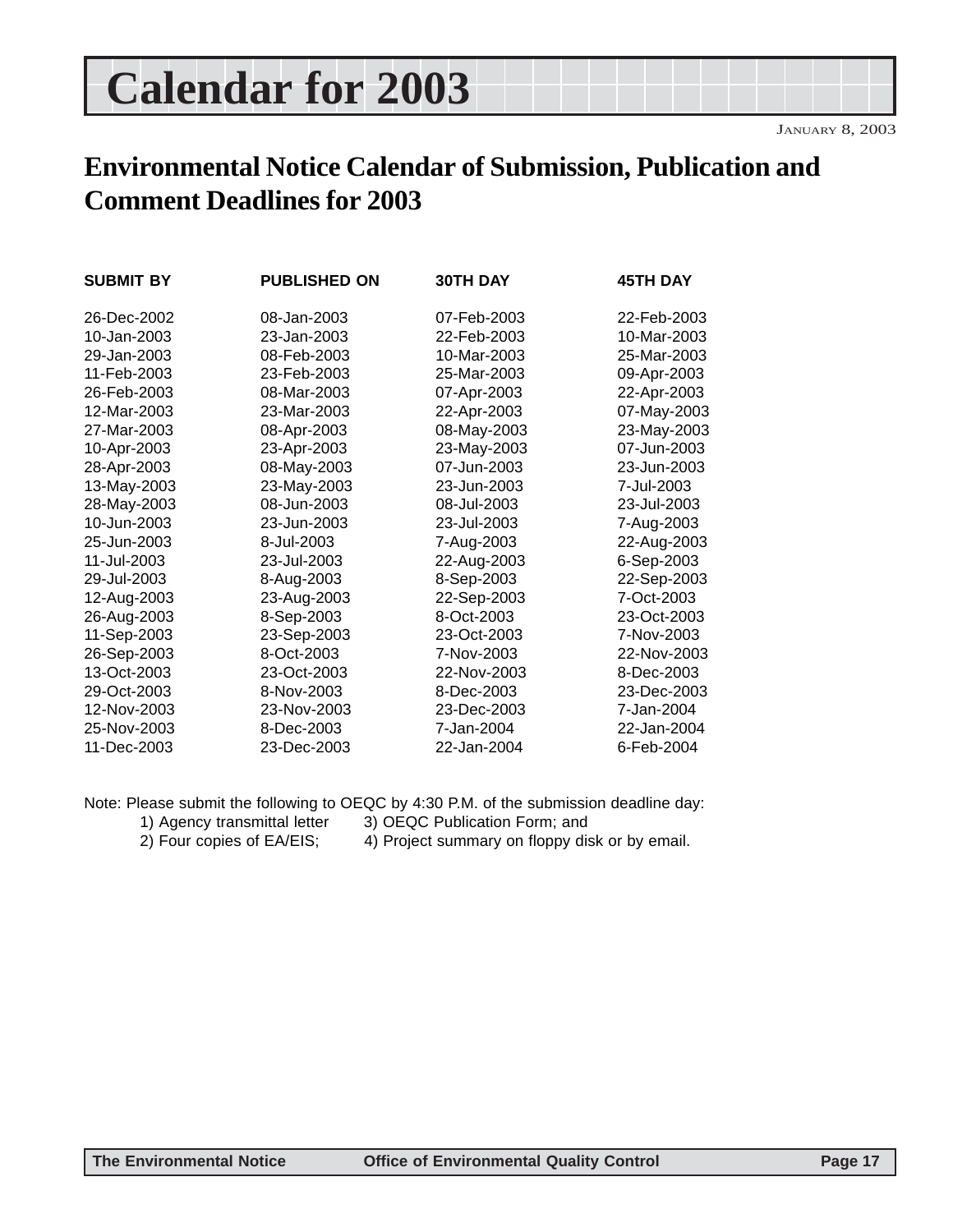# Calendar for 2003

## Environmental Notice Calendar of Submission, Publication and Comment Deadlines for 2003

| SUBMIT BY | PUBLISHED ON | 30TH DAY | 45TH DAY |
|---|---|---|---|
| 26-Dec-2002 | 08-Jan-2003 | 07-Feb-2003 | 22-Feb-2003 |
| 10-Jan-2003 | 23-Jan-2003 | 22-Feb-2003 | 10-Mar-2003 |
| 29-Jan-2003 | 08-Feb-2003 | 10-Mar-2003 | 25-Mar-2003 |
| 11-Feb-2003 | 23-Feb-2003 | 25-Mar-2003 | 09-Apr-2003 |
| 26-Feb-2003 | 08-Mar-2003 | 07-Apr-2003 | 22-Apr-2003 |
| 12-Mar-2003 | 23-Mar-2003 | 22-Apr-2003 | 07-May-2003 |
| 27-Mar-2003 | 08-Apr-2003 | 08-May-2003 | 23-May-2003 |
| 10-Apr-2003 | 23-Apr-2003 | 23-May-2003 | 07-Jun-2003 |
| 28-Apr-2003 | 08-May-2003 | 07-Jun-2003 | 23-Jun-2003 |
| 13-May-2003 | 23-May-2003 | 23-Jun-2003 | 7-Jul-2003 |
| 28-May-2003 | 08-Jun-2003 | 08-Jul-2003 | 23-Jul-2003 |
| 10-Jun-2003 | 23-Jun-2003 | 23-Jul-2003 | 7-Aug-2003 |
| 25-Jun-2003 | 8-Jul-2003 | 7-Aug-2003 | 22-Aug-2003 |
| 11-Jul-2003 | 23-Jul-2003 | 22-Aug-2003 | 6-Sep-2003 |
| 29-Jul-2003 | 8-Aug-2003 | 8-Sep-2003 | 22-Sep-2003 |
| 12-Aug-2003 | 23-Aug-2003 | 22-Sep-2003 | 7-Oct-2003 |
| 26-Aug-2003 | 8-Sep-2003 | 8-Oct-2003 | 23-Oct-2003 |
| 11-Sep-2003 | 23-Sep-2003 | 23-Oct-2003 | 7-Nov-2003 |
| 26-Sep-2003 | 8-Oct-2003 | 7-Nov-2003 | 22-Nov-2003 |
| 13-Oct-2003 | 23-Oct-2003 | 22-Nov-2003 | 8-Dec-2003 |
| 29-Oct-2003 | 8-Nov-2003 | 8-Dec-2003 | 23-Dec-2003 |
| 12-Nov-2003 | 23-Nov-2003 | 23-Dec-2003 | 7-Jan-2004 |
| 25-Nov-2003 | 8-Dec-2003 | 7-Jan-2004 | 22-Jan-2004 |
| 11-Dec-2003 | 23-Dec-2003 | 22-Jan-2004 | 6-Feb-2004 |

Note: Please submit the following to OEQC by 4:30 P.M. of the submission deadline day:

1) Agency transmittal letter
2) Four copies of EA/EIS;
3) OEQC Publication Form; and
4) Project summary on floppy disk or by email.